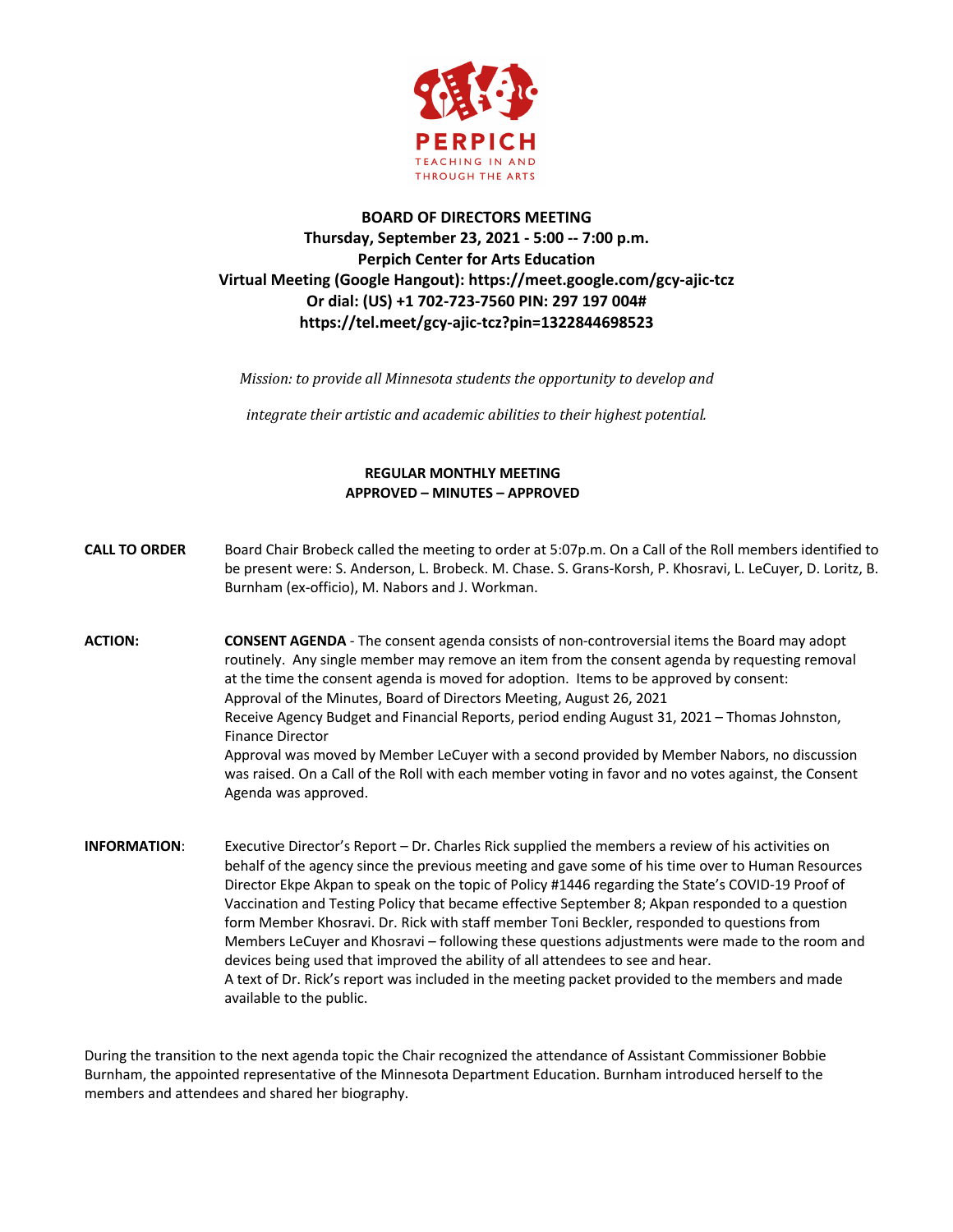PERPICH
TEACHING IN AND THROUGH THE ARTS

# BOARD OF DIRECTORS MEETING
## Thursday, September 23, 2021 - 5:00 -- 7:00 p.m.
## Perpich Center for Arts Education
## Virtual Meeting (Google Hangout): https://meet.google.com/gcy-ajic-tcz
## Or dial: (US) +1 702-723-7560 PIN: 297 197 004#
## https://tel.meet/gcy-ajic-tcz?pin=1322844698523

*Mission: to provide all Minnesota students the opportunity to develop and integrate their artistic and academic abilities to their highest potential.*

**REGULAR MONTHLY MEETING**
**APPROVED – MINUTES – APPROVED**

**CALL TO ORDER** Board Chair Brobeck called the meeting to order at 5:07p.m. On a Call of the Roll members identified to be present were: S. Anderson, L. Brobeck. M. Chase. S. Grans-Korsh, P. Khosravi, L. LeCuyer, D. Loritz, B. Burnham (ex-officio), M. Nabors and J. Workman.

**ACTION:** **CONSENT AGENDA** - The consent agenda consists of non-controversial items the Board may adopt routinely. Any single member may remove an item from the consent agenda by requesting removal at the time the consent agenda is moved for adoption. Items to be approved by consent:
Approval of the Minutes, Board of Directors Meeting, August 26, 2021
Receive Agency Budget and Financial Reports, period ending August 31, 2021 – Thomas Johnston, Finance Director
Approval was moved by Member LeCuyer with a second provided by Member Nabors, no discussion was raised. On a Call of the Roll with each member voting in favor and no votes against, the Consent Agenda was approved.

**INFORMATION**: Executive Director's Report – Dr. Charles Rick supplied the members a review of his activities on behalf of the agency since the previous meeting and gave some of his time over to Human Resources Director Ekpe Akpan to speak on the topic of Policy #1446 regarding the State's COVID-19 Proof of Vaccination and Testing Policy that became effective September 8; Akpan responded to a question form Member Khosravi. Dr. Rick with staff member Toni Beckler, responded to questions from Members LeCuyer and Khosravi – following these questions adjustments were made to the room and devices being used that improved the ability of all attendees to see and hear.
A text of Dr. Rick's report was included in the meeting packet provided to the members and made available to the public.

During the transition to the next agenda topic the Chair recognized the attendance of Assistant Commissioner Bobbie Burnham, the appointed representative of the Minnesota Department Education. Burnham introduced herself to the members and attendees and shared her biography.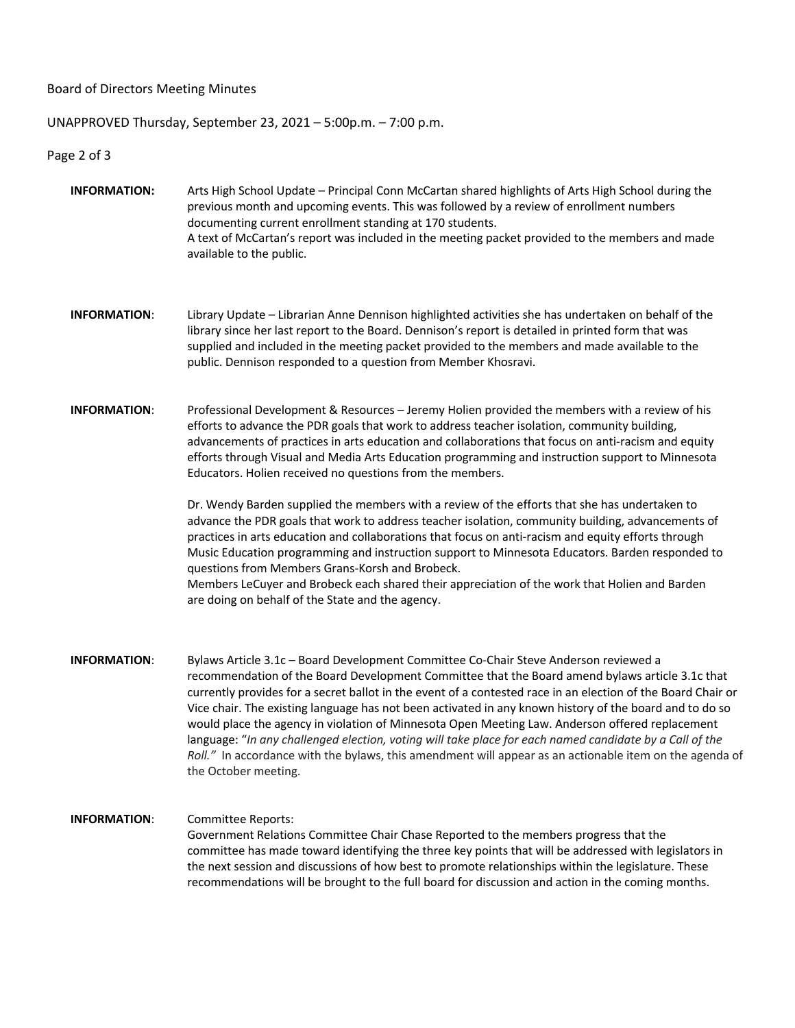**INFORMATION:** Arts High School Update – Principal Conn McCartan shared highlights of Arts High School during the previous month and upcoming events. This was followed by a review of enrollment numbers documenting current enrollment standing at 170 students.
A text of McCartan's report was included in the meeting packet provided to the members and made available to the public.

**INFORMATION**: Library Update – Librarian Anne Dennison highlighted activities she has undertaken on behalf of the library since her last report to the Board. Dennison's report is detailed in printed form that was supplied and included in the meeting packet provided to the members and made available to the public. Dennison responded to a question from Member Khosravi.

**INFORMATION**: Professional Development & Resources – Jeremy Holien provided the members with a review of his efforts to advance the PDR goals that work to address teacher isolation, community building, advancements of practices in arts education and collaborations that focus on anti-racism and equity efforts through Visual and Media Arts Education programming and instruction support to Minnesota Educators. Holien received no questions from the members.

Dr. Wendy Barden supplied the members with a review of the efforts that she has undertaken to advance the PDR goals that work to address teacher isolation, community building, advancements of practices in arts education and collaborations that focus on anti-racism and equity efforts through Music Education programming and instruction support to Minnesota Educators. Barden responded to questions from Members Grans-Korsh and Brobeck.
Members LeCuyer and Brobeck each shared their appreciation of the work that Holien and Barden are doing on behalf of the State and the agency.

**INFORMATION**: Bylaws Article 3.1c – Board Development Committee Co-Chair Steve Anderson reviewed a recommendation of the Board Development Committee that the Board amend bylaws article 3.1c that currently provides for a secret ballot in the event of a contested race in an election of the Board Chair or Vice chair. The existing language has not been activated in any known history of the board and to do so would place the agency in violation of Minnesota Open Meeting Law. Anderson offered replacement language: "*In any challenged election, voting will take place for each named candidate by a Call of the Roll.*" In accordance with the bylaws, this amendment will appear as an actionable item on the agenda of the October meeting.

**INFORMATION**: Committee Reports:
Government Relations Committee Chair Chase Reported to the members progress that the committee has made toward identifying the three key points that will be addressed with legislators in the next session and discussions of how best to promote relationships within the legislature. These recommendations will be brought to the full board for discussion and action in the coming months.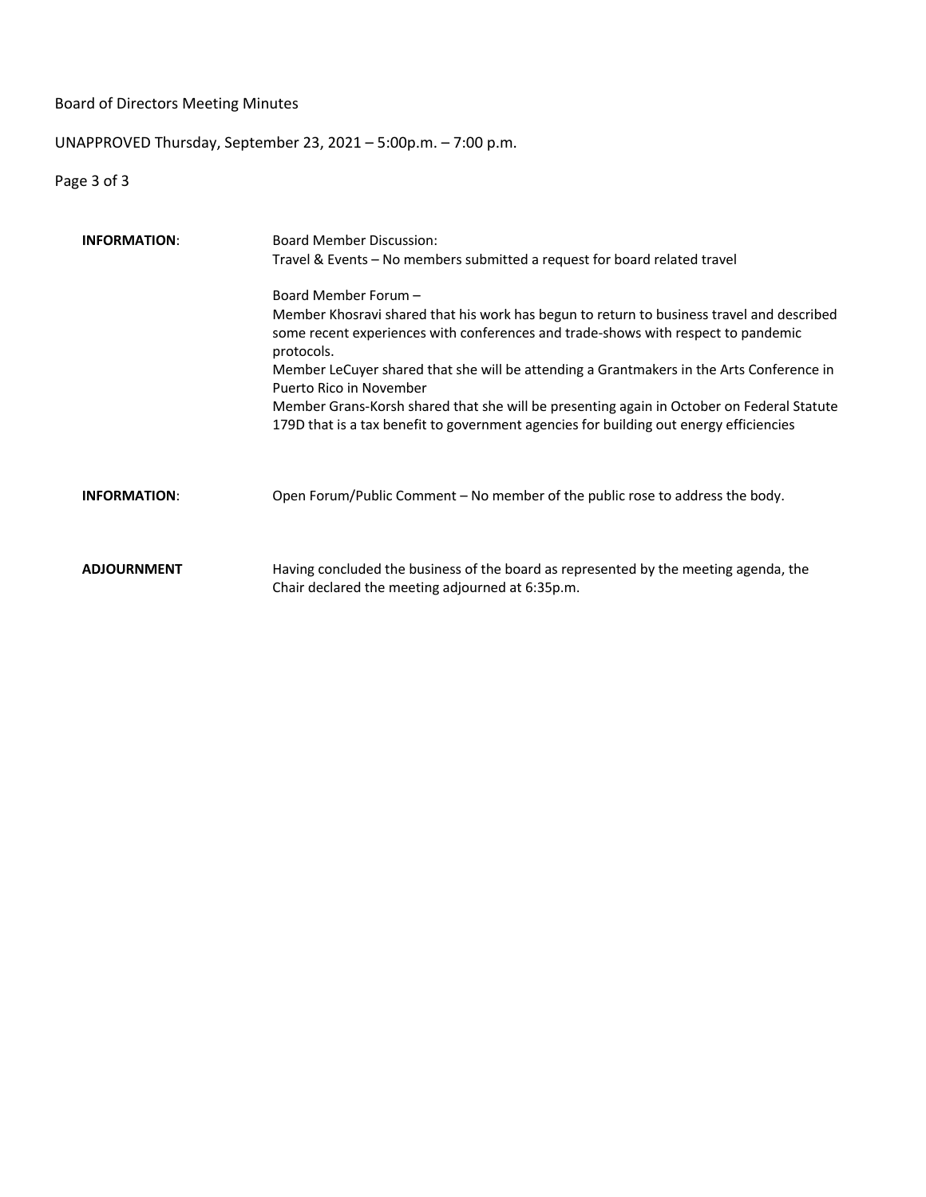**INFORMATION**: Board Member Discussion:

Travel & Events – No members submitted a request for board related travel

Board Member Forum –

Member Khosravi shared that his work has begun to return to business travel and described some recent experiences with conferences and trade-shows with respect to pandemic protocols.

Member LeCuyer shared that she will be attending a Grantmakers in the Arts Conference in Puerto Rico in November

Member Grans-Korsh shared that she will be presenting again in October on Federal Statute 179D that is a tax benefit to government agencies for building out energy efficiencies

**INFORMATION**: Open Forum/Public Comment – No member of the public rose to address the body.

**ADJOURNMENT** Having concluded the business of the board as represented by the meeting agenda, the Chair declared the meeting adjourned at 6:35p.m.